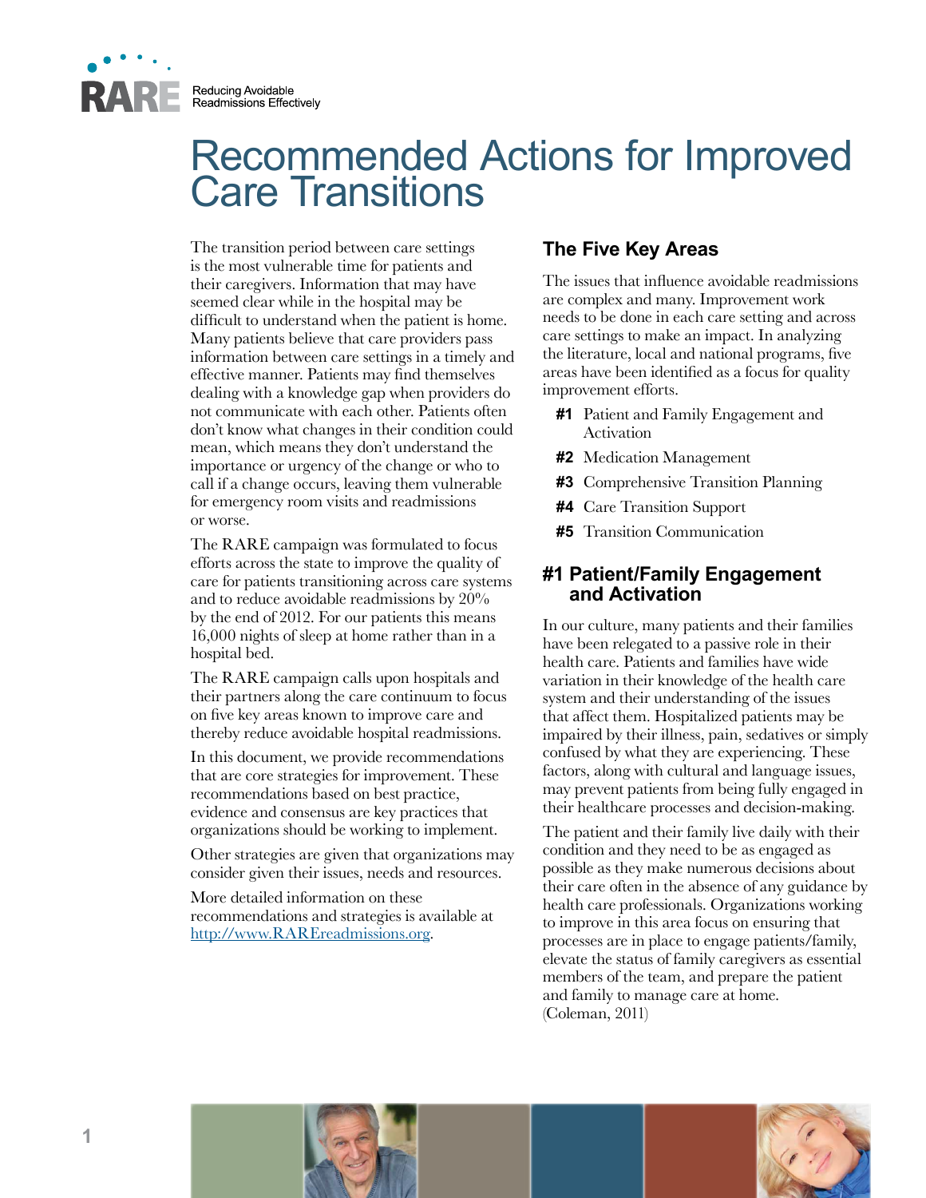RARE Reducing Avoidable Readmissions Effectively

# Recommended Actions for Improved Care Transitions

The transition period between care settings is the most vulnerable time for patients and their caregivers. Information that may have seemed clear while in the hospital may be difficult to understand when the patient is home. Many patients believe that care providers pass information between care settings in a timely and effective manner. Patients may find themselves dealing with a knowledge gap when providers do not communicate with each other. Patients often don't know what changes in their condition could mean, which means they don't understand the importance or urgency of the change or who to call if a change occurs, leaving them vulnerable for emergency room visits and readmissions or worse.

The RARE campaign was formulated to focus efforts across the state to improve the quality of care for patients transitioning across care systems and to reduce avoidable readmissions by 20% by the end of 2012. For our patients this means 16,000 nights of sleep at home rather than in a hospital bed.

The RARE campaign calls upon hospitals and their partners along the care continuum to focus on five key areas known to improve care and thereby reduce avoidable hospital readmissions.

In this document, we provide recommendations that are core strategies for improvement. These recommendations based on best practice, evidence and consensus are key practices that organizations should be working to implement.

Other strategies are given that organizations may consider given their issues, needs and resources.

More detailed information on these recommendations and strategies is available at [http://www.RAREreadmissions.org](http://www.RAREreadmissions.org).

## The Five Key Areas

The issues that influence avoidable readmissions are complex and many. Improvement work needs to be done in each care setting and across care settings to make an impact. In analyzing the literature, local and national programs, five areas have been identified as a focus for quality improvement efforts.

- **#1** Patient and Family Engagement and Activation
- **#2** Medication Management
- **#3** Comprehensive Transition Planning
- **#4** Care Transition Support
- **#5** Transition Communication

## #1 Patient/Family Engagement and Activation

In our culture, many patients and their families have been relegated to a passive role in their health care. Patients and families have wide variation in their knowledge of the health care system and their understanding of the issues that affect them. Hospitalized patients may be impaired by their illness, pain, sedatives or simply confused by what they are experiencing. These factors, along with cultural and language issues, may prevent patients from being fully engaged in their healthcare processes and decision-making.

The patient and their family live daily with their condition and they need to be as engaged as possible as they make numerous decisions about their care often in the absence of any guidance by health care professionals. Organizations working to improve in this area focus on ensuring that processes are in place to engage patients/family, elevate the status of family caregivers as essential members of the team, and prepare the patient and family to manage care at home. (Coleman, 2011)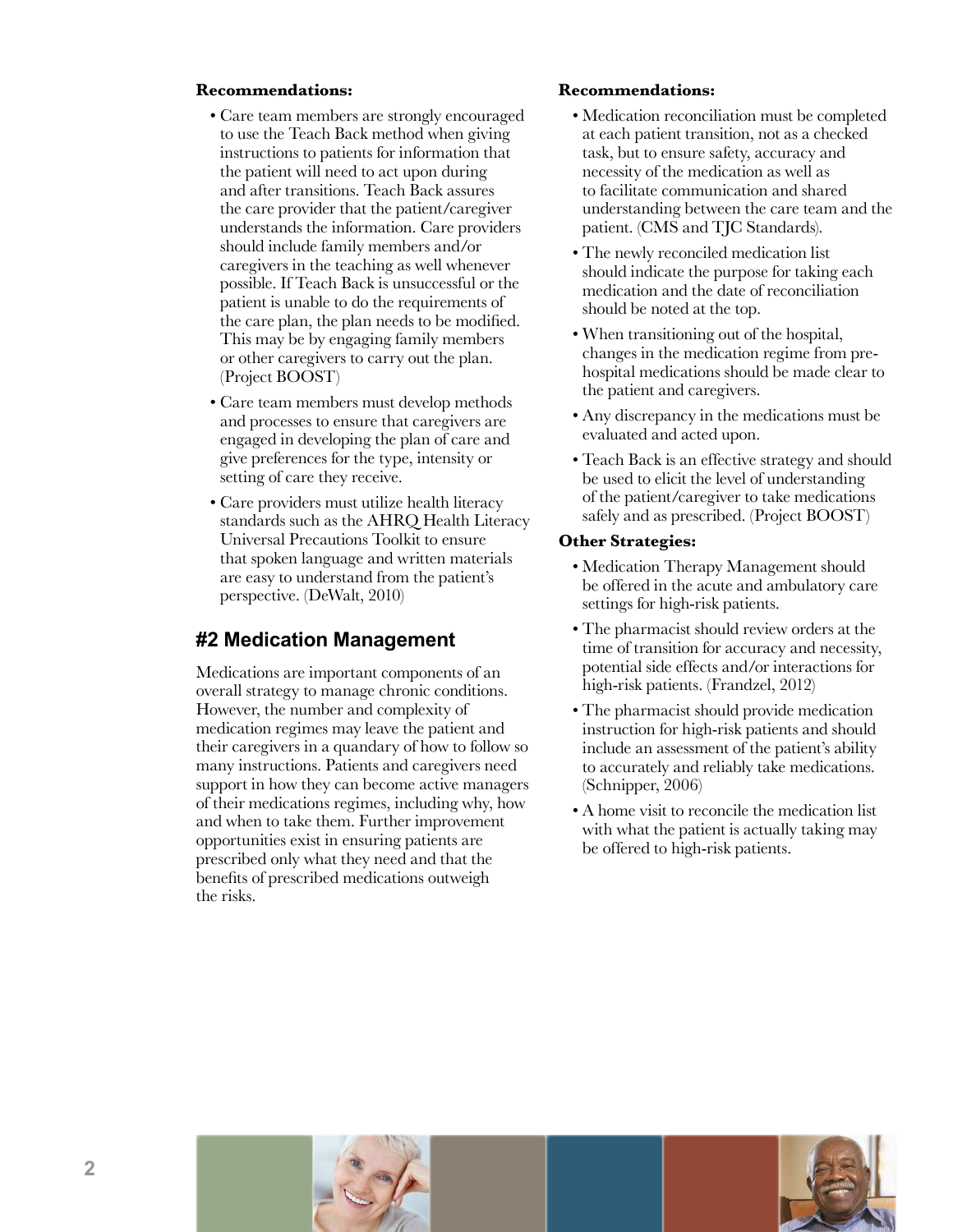**Recommendations:**

- Care team members are strongly encouraged to use the Teach Back method when giving instructions to patients for information that the patient will need to act upon during and after transitions. Teach Back assures the care provider that the patient/caregiver understands the information. Care providers should include family members and/or caregivers in the teaching as well whenever possible. If Teach Back is unsuccessful or the patient is unable to do the requirements of the care plan, the plan needs to be modified. This may be by engaging family members or other caregivers to carry out the plan. (Project BOOST)
- Care team members must develop methods and processes to ensure that caregivers are engaged in developing the plan of care and give preferences for the type, intensity or setting of care they receive.
- Care providers must utilize health literacy standards such as the AHRQ Health Literacy Universal Precautions Toolkit to ensure that spoken language and written materials are easy to understand from the patient's perspective. (DeWalt, 2010)

## #2 Medication Management

Medications are important components of an overall strategy to manage chronic conditions. However, the number and complexity of medication regimes may leave the patient and their caregivers in a quandary of how to follow so many instructions. Patients and caregivers need support in how they can become active managers of their medications regimes, including why, how and when to take them. Further improvement opportunities exist in ensuring patients are prescribed only what they need and that the benefits of prescribed medications outweigh the risks.

**Recommendations:**

- Medication reconciliation must be completed at each patient transition, not as a checked task, but to ensure safety, accuracy and necessity of the medication as well as to facilitate communication and shared understanding between the care team and the patient. (CMS and TJC Standards).
- The newly reconciled medication list should indicate the purpose for taking each medication and the date of reconciliation should be noted at the top.
- When transitioning out of the hospital, changes in the medication regime from pre-hospital medications should be made clear to the patient and caregivers.
- Any discrepancy in the medications must be evaluated and acted upon.
- Teach Back is an effective strategy and should be used to elicit the level of understanding of the patient/caregiver to take medications safely and as prescribed. (Project BOOST)

**Other Strategies:**

- Medication Therapy Management should be offered in the acute and ambulatory care settings for high-risk patients.
- The pharmacist should review orders at the time of transition for accuracy and necessity, potential side effects and/or interactions for high-risk patients. (Frandzel, 2012)
- The pharmacist should provide medication instruction for high-risk patients and should include an assessment of the patient's ability to accurately and reliably take medications. (Schnipper, 2006)
- A home visit to reconcile the medication list with what the patient is actually taking may be offered to high-risk patients.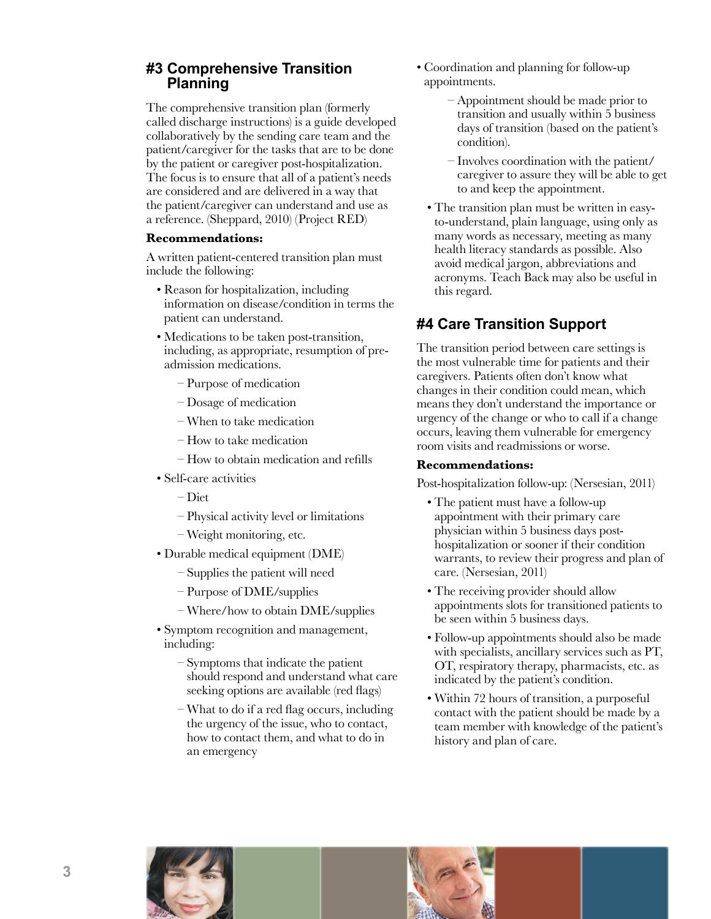## #3 Comprehensive Transition Planning

The comprehensive transition plan (formerly called discharge instructions) is a guide developed collaboratively by the sending care team and the patient/caregiver for the tasks that are to be done by the patient or caregiver post-hospitalization. The focus is to ensure that all of a patient's needs are considered and are delivered in a way that the patient/caregiver can understand and use as a reference. (Sheppard, 2010) (Project RED)

**Recommendations:**

A written patient-centered transition plan must include the following:

- Reason for hospitalization, including information on disease/condition in terms the patient can understand.
- Medications to be taken post-transition, including, as appropriate, resumption of pre-admission medications.
  - Purpose of medication
  - Dosage of medication
  - When to take medication
  - How to take medication
  - How to obtain medication and refills
- Self-care activities
  - Diet
  - Physical activity level or limitations
  - Weight monitoring, etc.
- Durable medical equipment (DME)
  - Supplies the patient will need
  - Purpose of DME/supplies
  - Where/how to obtain DME/supplies
- Symptom recognition and management, including:
  - Symptoms that indicate the patient should respond and understand what care seeking options are available (red flags)
  - What to do if a red flag occurs, including the urgency of the issue, who to contact, how to contact them, and what to do in an emergency
- Coordination and planning for follow-up appointments.
  - Appointment should be made prior to transition and usually within 5 business days of transition (based on the patient's condition).
  - Involves coordination with the patient/caregiver to assure they will be able to get to and keep the appointment.
- The transition plan must be written in easy-to-understand, plain language, using only as many words as necessary, meeting as many health literacy standards as possible. Also avoid medical jargon, abbreviations and acronyms. Teach Back may also be useful in this regard.

## #4 Care Transition Support

The transition period between care settings is the most vulnerable time for patients and their caregivers. Patients often don't know what changes in their condition could mean, which means they don't understand the importance or urgency of the change or who to call if a change occurs, leaving them vulnerable for emergency room visits and readmissions or worse.

**Recommendations:**

Post-hospitalization follow-up: (Nersesian, 2011)

- The patient must have a follow-up appointment with their primary care physician within 5 business days post-hospitalization or sooner if their condition warrants, to review their progress and plan of care. (Nersesian, 2011)
- The receiving provider should allow appointments slots for transitioned patients to be seen within 5 business days.
- Follow-up appointments should also be made with specialists, ancillary services such as PT, OT, respiratory therapy, pharmacists, etc. as indicated by the patient's condition.
- Within 72 hours of transition, a purposeful contact with the patient should be made by a team member with knowledge of the patient's history and plan of care.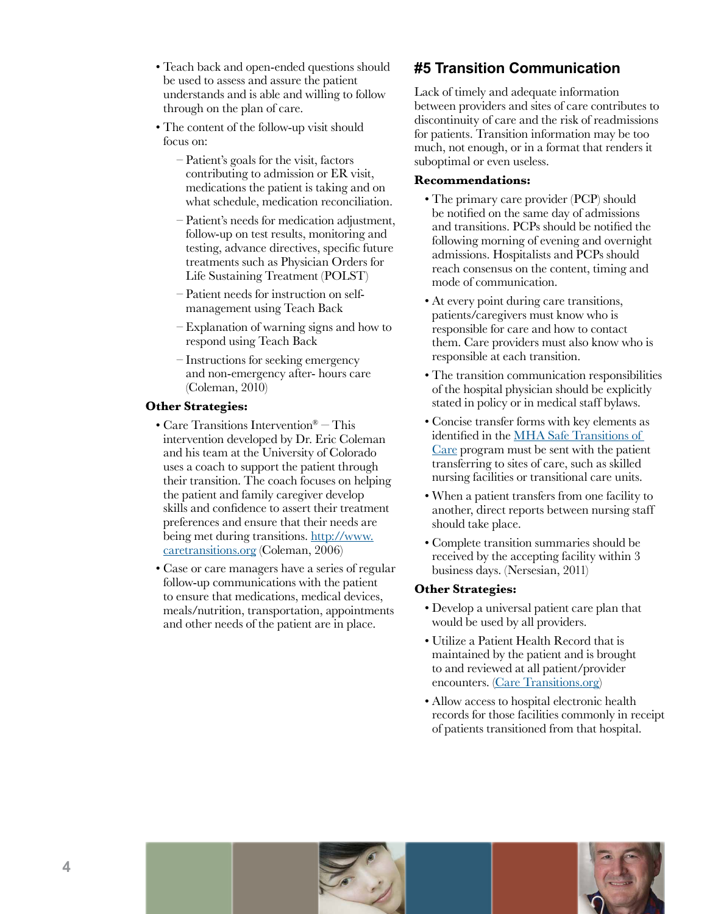- Teach back and open-ended questions should be used to assess and assure the patient understands and is able and willing to follow through on the plan of care.
- The content of the follow-up visit should focus on:
  - Patient's goals for the visit, factors contributing to admission or ER visit, medications the patient is taking and on what schedule, medication reconciliation.
  - Patient's needs for medication adjustment, follow-up on test results, monitoring and testing, advance directives, specific future treatments such as Physician Orders for Life Sustaining Treatment (POLST)
  - Patient needs for instruction on self-management using Teach Back
  - Explanation of warning signs and how to respond using Teach Back
  - Instructions for seeking emergency and non-emergency after- hours care (Coleman, 2010)

**Other Strategies:**

- Care Transitions Intervention® – This intervention developed by Dr. Eric Coleman and his team at the University of Colorado uses a coach to support the patient through their transition. The coach focuses on helping the patient and family caregiver develop skills and confidence to assert their treatment preferences and ensure that their needs are being met during transitions. [http://www.caretransitions.org](http://www.caretransitions.org) (Coleman, 2006)
- Case or care managers have a series of regular follow-up communications with the patient to ensure that medications, medical devices, meals/nutrition, transportation, appointments and other needs of the patient are in place.

## #5 Transition Communication

Lack of timely and adequate information between providers and sites of care contributes to discontinuity of care and the risk of readmissions for patients. Transition information may be too much, not enough, or in a format that renders it suboptimal or even useless.

**Recommendations:**

- The primary care provider (PCP) should be notified on the same day of admissions and transitions. PCPs should be notified the following morning of evening and overnight admissions. Hospitalists and PCPs should reach consensus on the content, timing and mode of communication.
- At every point during care transitions, patients/caregivers must know who is responsible for care and how to contact them. Care providers must also know who is responsible at each transition.
- The transition communication responsibilities of the hospital physician should be explicitly stated in policy or in medical staff bylaws.
- Concise transfer forms with key elements as identified in the MHA Safe Transitions of Care program must be sent with the patient transferring to sites of care, such as skilled nursing facilities or transitional care units.
- When a patient transfers from one facility to another, direct reports between nursing staff should take place.
- Complete transition summaries should be received by the accepting facility within 3 business days. (Nersesian, 2011)

**Other Strategies:**

- Develop a universal patient care plan that would be used by all providers.
- Utilize a Patient Health Record that is maintained by the patient and is brought to and reviewed at all patient/provider encounters. (Care Transitions.org)
- Allow access to hospital electronic health records for those facilities commonly in receipt of patients transitioned from that hospital.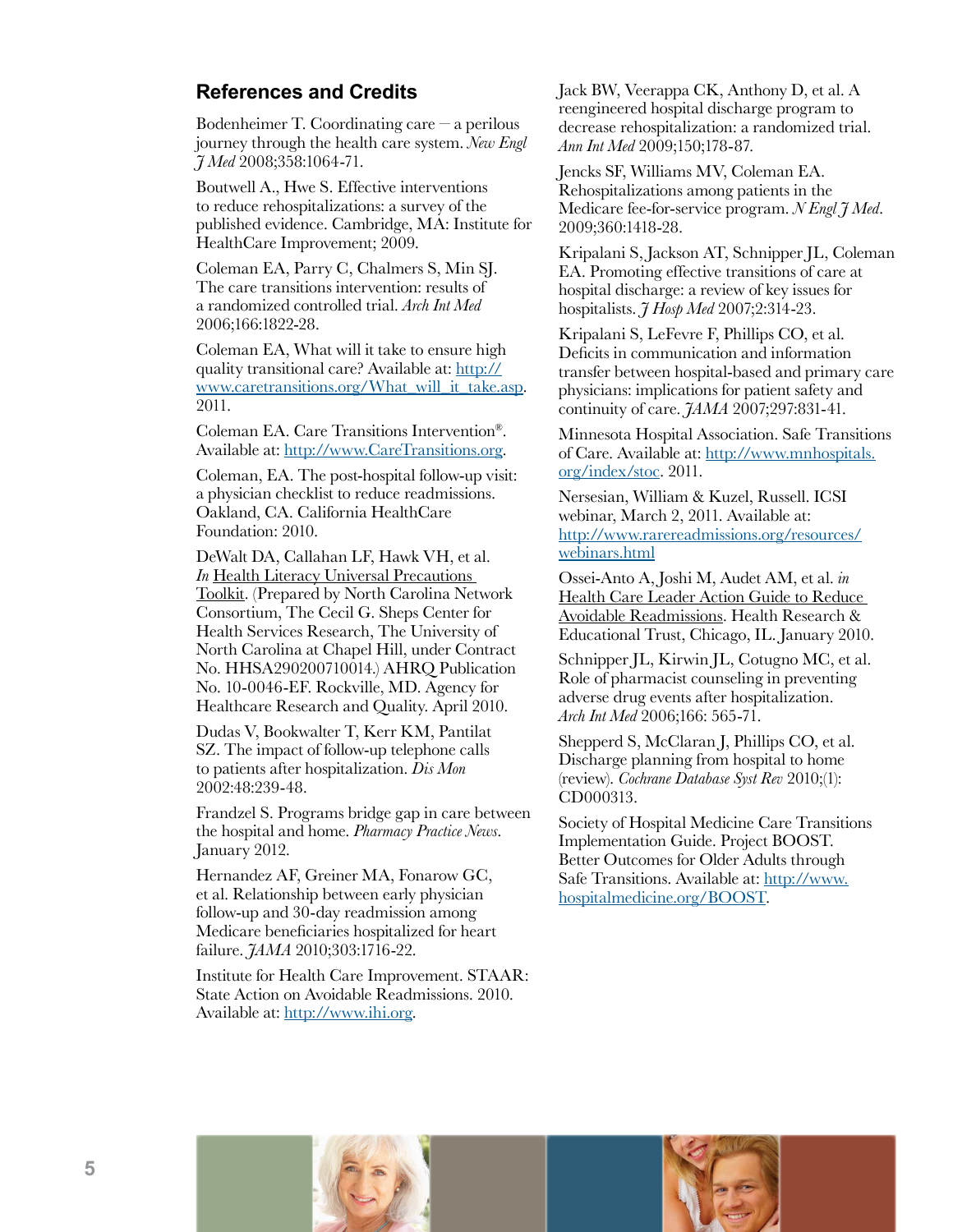## References and Credits

Bodenheimer T. Coordinating care — a perilous journey through the health care system. *New Engl J Med* 2008;358:1064-71.

Boutwell A., Hwe S. Effective interventions to reduce rehospitalizations: a survey of the published evidence. Cambridge, MA: Institute for HealthCare Improvement; 2009.

Coleman EA, Parry C, Chalmers S, Min SJ. The care transitions intervention: results of a randomized controlled trial. *Arch Int Med* 2006;166:1822-28.

Coleman EA, What will it take to ensure high quality transitional care? Available at: http://www.caretransitions.org/What_will_it_take.asp. 2011.

Coleman EA. Care Transitions Intervention®. Available at: http://www.CareTransitions.org.

Coleman, EA. The post-hospital follow-up visit: a physician checklist to reduce readmissions. Oakland, CA. California HealthCare Foundation: 2010.

DeWalt DA, Callahan LF, Hawk VH, et al. *In* Health Literacy Universal Precautions Toolkit. (Prepared by North Carolina Network Consortium, The Cecil G. Sheps Center for Health Services Research, The University of North Carolina at Chapel Hill, under Contract No. HHSA290200710014.) AHRQ Publication No. 10-0046-EF. Rockville, MD. Agency for Healthcare Research and Quality. April 2010.

Dudas V, Bookwalter T, Kerr KM, Pantilat SZ. The impact of follow-up telephone calls to patients after hospitalization. *Dis Mon* 2002:48:239-48.

Frandzel S. Programs bridge gap in care between the hospital and home. *Pharmacy Practice News*. January 2012.

Hernandez AF, Greiner MA, Fonarow GC, et al. Relationship between early physician follow-up and 30-day readmission among Medicare beneficiaries hospitalized for heart failure. *JAMA* 2010;303:1716-22.

Institute for Health Care Improvement. STAAR: State Action on Avoidable Readmissions. 2010. Available at: http://www.ihi.org.

Jack BW, Veerappa CK, Anthony D, et al. A reengineered hospital discharge program to decrease rehospitalization: a randomized trial. *Ann Int Med* 2009;150;178-87.

Jencks SF, Williams MV, Coleman EA. Rehospitalizations among patients in the Medicare fee-for-service program. *N Engl J Med*. 2009;360:1418-28.

Kripalani S, Jackson AT, Schnipper JL, Coleman EA. Promoting effective transitions of care at hospital discharge: a review of key issues for hospitalists. *J Hosp Med* 2007;2:314-23.

Kripalani S, LeFevre F, Phillips CO, et al. Deficits in communication and information transfer between hospital-based and primary care physicians: implications for patient safety and continuity of care. *JAMA* 2007;297:831-41.

Minnesota Hospital Association. Safe Transitions of Care. Available at: http://www.mnhospitals.org/index/stoc. 2011.

Nersesian, William & Kuzel, Russell. ICSI webinar, March 2, 2011. Available at: http://www.rarereadmissions.org/resources/webinars.html

Ossei-Anto A, Joshi M, Audet AM, et al. *in* Health Care Leader Action Guide to Reduce Avoidable Readmissions. Health Research & Educational Trust, Chicago, IL. January 2010.

Schnipper JL, Kirwin JL, Cotugno MC, et al. Role of pharmacist counseling in preventing adverse drug events after hospitalization. *Arch Int Med* 2006;166: 565-71.

Shepperd S, McClaran J, Phillips CO, et al. Discharge planning from hospital to home (review). *Cochrane Database Syst Rev* 2010;(1): CD000313.

Society of Hospital Medicine Care Transitions Implementation Guide. Project BOOST. Better Outcomes for Older Adults through Safe Transitions. Available at: http://www.hospitalmedicine.org/BOOST.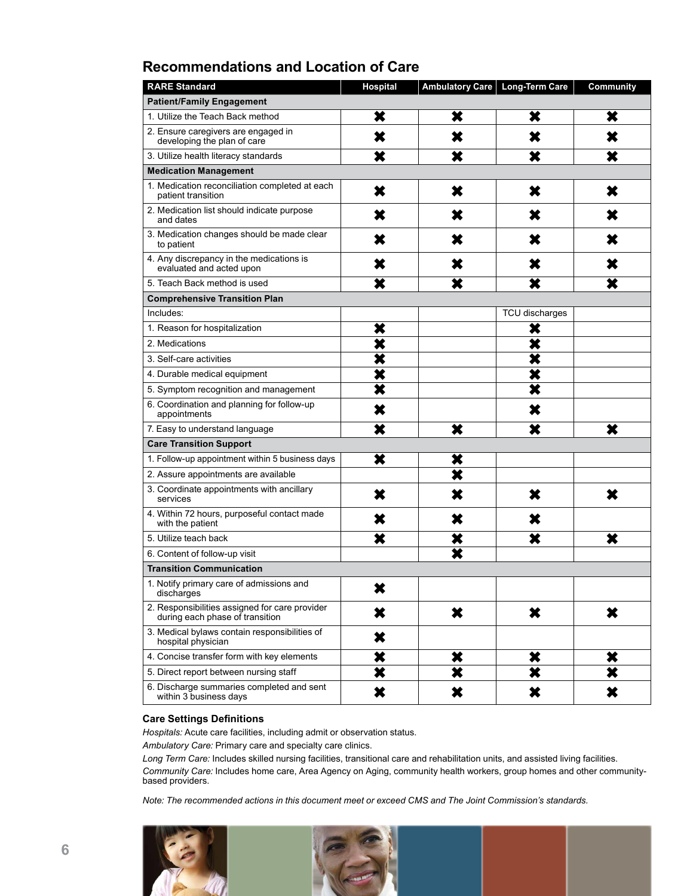## Recommendations and Location of Care

| RARE Standard | Hospital | Ambulatory Care | Long-Term Care | Community |
|---|---|---|---|---|
| **Patient/Family Engagement** | | | | |
| 1. Utilize the Teach Back method | ✖ | ✖ | ✖ | ✖ |
| 2. Ensure caregivers are engaged in developing the plan of care | ✖ | ✖ | ✖ | ✖ |
| 3. Utilize health literacy standards | ✖ | ✖ | ✖ | ✖ |
| **Medication Management** | | | | |
| 1. Medication reconciliation completed at each patient transition | ✖ | ✖ | ✖ | ✖ |
| 2. Medication list should indicate purpose and dates | ✖ | ✖ | ✖ | ✖ |
| 3. Medication changes should be made clear to patient | ✖ | ✖ | ✖ | ✖ |
| 4. Any discrepancy in the medications is evaluated and acted upon | ✖ | ✖ | ✖ | ✖ |
| 5. Teach Back method is used | ✖ | ✖ | ✖ | ✖ |
| **Comprehensive Transition Plan** | | | | |
| Includes: | | | TCU discharges | |
| 1. Reason for hospitalization | ✖ | | ✖ | |
| 2. Medications | ✖ | | ✖ | |
| 3. Self-care activities | ✖ | | ✖ | |
| 4. Durable medical equipment | ✖ | | ✖ | |
| 5. Symptom recognition and management | ✖ | | ✖ | |
| 6. Coordination and planning for follow-up appointments | ✖ | | ✖ | |
| 7. Easy to understand language | ✖ | ✖ | ✖ | ✖ |
| **Care Transition Support** | | | | |
| 1. Follow-up appointment within 5 business days | ✖ | ✖ | | |
| 2. Assure appointments are available | | ✖ | | |
| 3. Coordinate appointments with ancillary services | ✖ | ✖ | ✖ | ✖ |
| 4. Within 72 hours, purposeful contact made with the patient | ✖ | ✖ | ✖ | |
| 5. Utilize teach back | ✖ | ✖ | ✖ | ✖ |
| 6. Content of follow-up visit | | ✖ | | |
| **Transition Communication** | | | | |
| 1. Notify primary care of admissions and discharges | ✖ | | | |
| 2. Responsibilities assigned for care provider during each phase of transition | ✖ | ✖ | ✖ | ✖ |
| 3. Medical bylaws contain responsibilities of hospital physician | ✖ | | | |
| 4. Concise transfer form with key elements | ✖ | ✖ | ✖ | ✖ |
| 5. Direct report between nursing staff | ✖ | ✖ | ✖ | ✖ |
| 6. Discharge summaries completed and sent within 3 business days | ✖ | ✖ | ✖ | ✖ |

### Care Settings Definitions

*Hospitals:* Acute care facilities, including admit or observation status.

*Ambulatory Care:* Primary care and specialty care clinics.

*Long Term Care:* Includes skilled nursing facilities, transitional care and rehabilitation units, and assisted living facilities.

*Community Care:* Includes home care, Area Agency on Aging, community health workers, group homes and other community-based providers.

*Note: The recommended actions in this document meet or exceed CMS and The Joint Commission's standards.*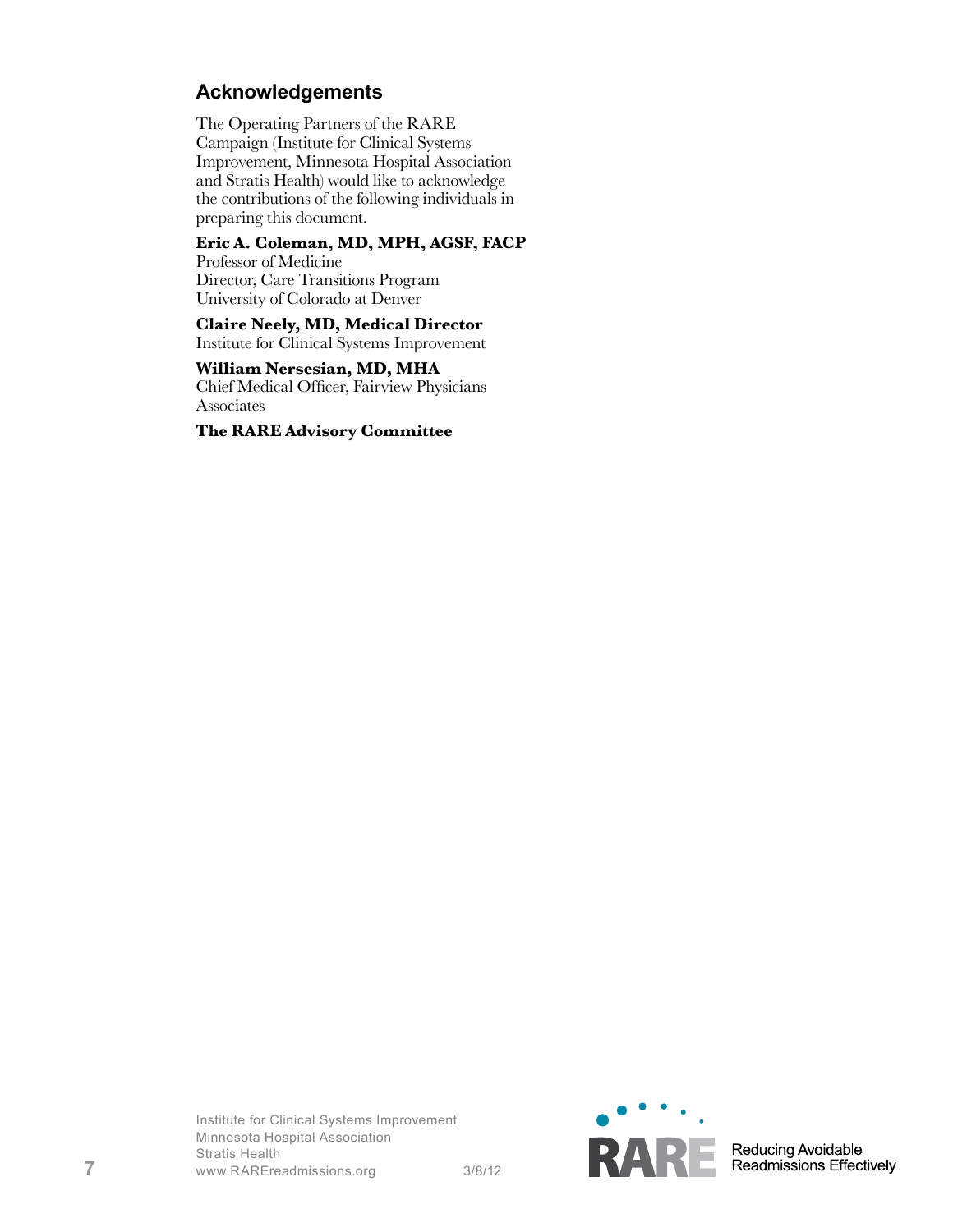## Acknowledgements

The Operating Partners of the RARE Campaign (Institute for Clinical Systems Improvement, Minnesota Hospital Association and Stratis Health) would like to acknowledge the contributions of the following individuals in preparing this document.

**Eric A. Coleman, MD, MPH, AGSF, FACP**
Professor of Medicine
Director, Care Transitions Program
University of Colorado at Denver

**Claire Neely, MD, Medical Director**
Institute for Clinical Systems Improvement

**William Nersesian, MD, MHA**
Chief Medical Officer, Fairview Physicians Associates

**The RARE Advisory Committee**